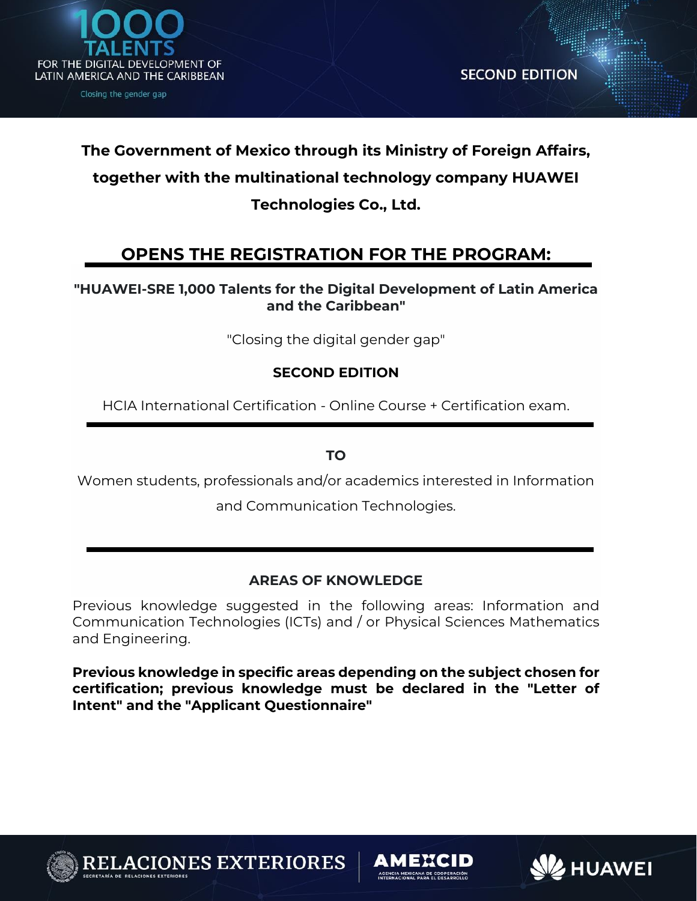**The Government of Mexico through its Ministry of Foreign Affairs, together with the multinational technology company HUAWEI Technologies Co., Ltd.**

## OPENS THE REGISTRATION FOR THE PROGRAM:

**"HUAWEI-SRE 1,000 Talents for the Digital Development of Latin America and the Caribbean"**

"Closing the digital gender gap"

**SECOND EDITION**

HCIA International Certification - Online Course + Certification exam.

---

**TO**

Women students, professionals and/or academics interested in Information and Communication Technologies.

---

### AREAS OF KNOWLEDGE

Previous knowledge suggested in the following areas: Information and Communication Technologies (ICTs) and / or Physical Sciences Mathematics and Engineering.

**Previous knowledge in specific areas depending on the subject chosen for certification; previous knowledge must be declared in the "Letter of Intent" and the "Applicant Questionnaire"**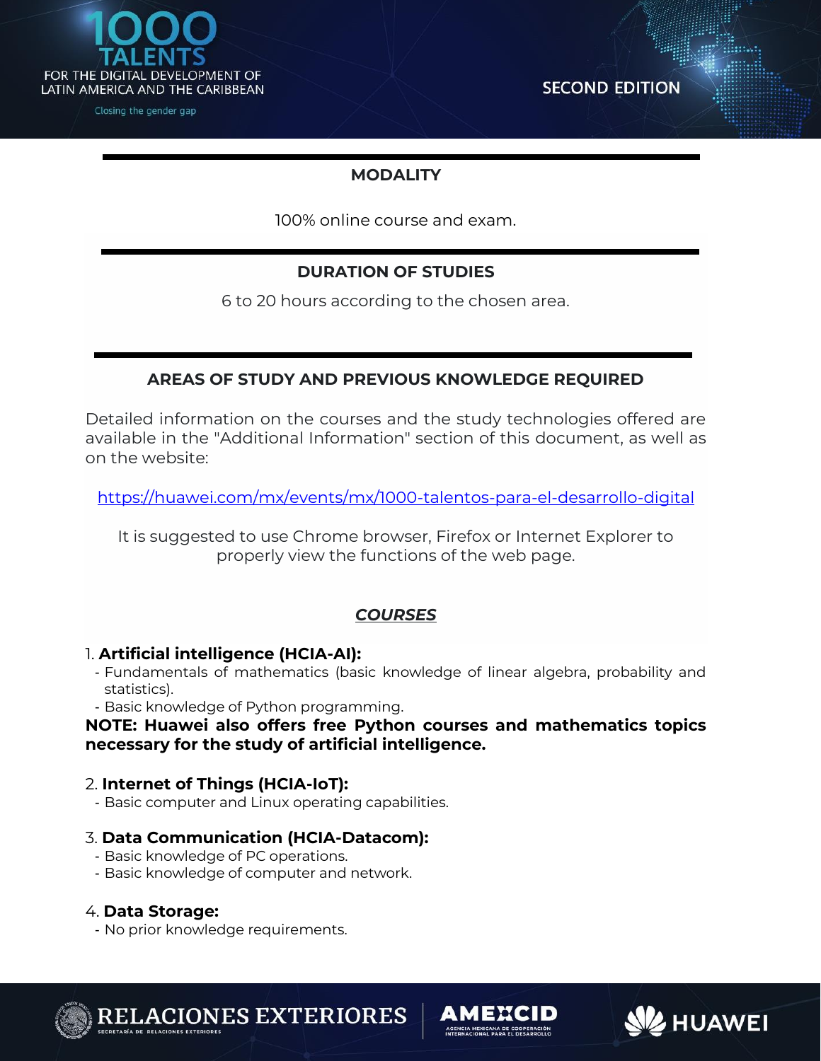## MODALITY

100% online course and exam.

## DURATION OF STUDIES

6 to 20 hours according to the chosen area.

## AREAS OF STUDY AND PREVIOUS KNOWLEDGE REQUIRED

Detailed information on the courses and the study technologies offered are available in the "Additional Information" section of this document, as well as on the website:

https://huawei.com/mx/events/mx/1000-talentos-para-el-desarrollo-digital

It is suggested to use Chrome browser, Firefox or Internet Explorer to properly view the functions of the web page.

### ***COURSES***

1. **Artificial intelligence (HCIA-AI):**
   - Fundamentals of mathematics (basic knowledge of linear algebra, probability and statistics).
   - Basic knowledge of Python programming.

**NOTE: Huawei also offers free Python courses and mathematics topics necessary for the study of artificial intelligence.**

2. **Internet of Things (HCIA-IoT):**
   - Basic computer and Linux operating capabilities.

3. **Data Communication (HCIA-Datacom):**
   - Basic knowledge of PC operations.
   - Basic knowledge of computer and network.

4. **Data Storage:**
   - No prior knowledge requirements.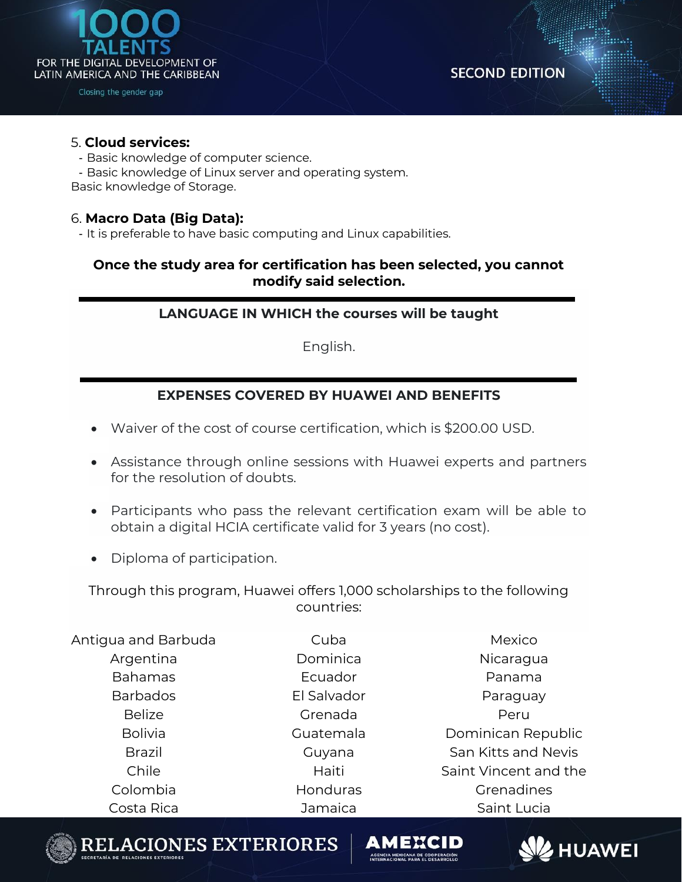5. **Cloud services:**
- Basic knowledge of computer science.
- Basic knowledge of Linux server and operating system.

Basic knowledge of Storage.

6. **Macro Data (Big Data):**
- It is preferable to have basic computing and Linux capabilities.

**Once the study area for certification has been selected, you cannot modify said selection.**

## LANGUAGE IN WHICH the courses will be taught

English.

## EXPENSES COVERED BY HUAWEI AND BENEFITS

- Waiver of the cost of course certification, which is $200.00 USD.
- Assistance through online sessions with Huawei experts and partners for the resolution of doubts.
- Participants who pass the relevant certification exam will be able to obtain a digital HCIA certificate valid for 3 years (no cost).
- Diploma of participation.

Through this program, Huawei offers 1,000 scholarships to the following countries:

| | | |
|---|---|---|
| Antigua and Barbuda | Cuba | Mexico |
| Argentina | Dominica | Nicaragua |
| Bahamas | Ecuador | Panama |
| Barbados | El Salvador | Paraguay |
| Belize | Grenada | Peru |
| Bolivia | Guatemala | Dominican Republic |
| Brazil | Guyana | San Kitts and Nevis |
| Chile | Haiti | Saint Vincent and the Grenadines |
| Colombia | Honduras | Saint Lucia |
| Costa Rica | Jamaica | |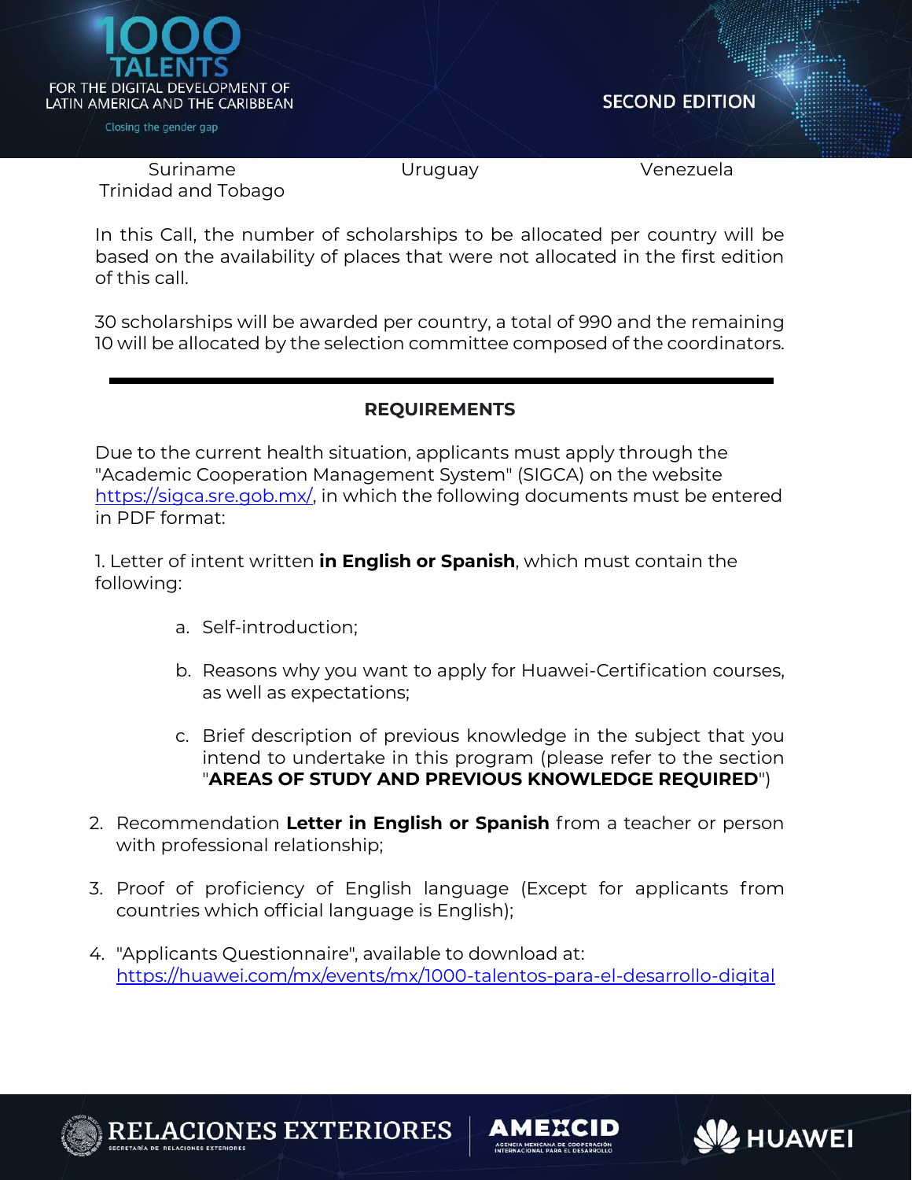| | | |
|---|---|---|
| Suriname | Uruguay | Venezuela |
| Trinidad and Tobago | | |

In this Call, the number of scholarships to be allocated per country will be based on the availability of places that were not allocated in the first edition of this call.

30 scholarships will be awarded per country, a total of 990 and the remaining 10 will be allocated by the selection committee composed of the coordinators.

---

## REQUIREMENTS

Due to the current health situation, applicants must apply through the "Academic Cooperation Management System" (SIGCA) on the website https://sigca.sre.gob.mx/, in which the following documents must be entered in PDF format:

1. Letter of intent written **in English or Spanish**, which must contain the following:

   a. Self-introduction;

   b. Reasons why you want to apply for Huawei-Certification courses, as well as expectations;

   c. Brief description of previous knowledge in the subject that you intend to undertake in this program (please refer to the section "**AREAS OF STUDY AND PREVIOUS KNOWLEDGE REQUIRED**")

2. Recommendation **Letter in English or Spanish** from a teacher or person with professional relationship;

3. Proof of proficiency of English language (Except for applicants from countries which official language is English);

4. "Applicants Questionnaire", available to download at: https://huawei.com/mx/events/mx/1000-talentos-para-el-desarrollo-digital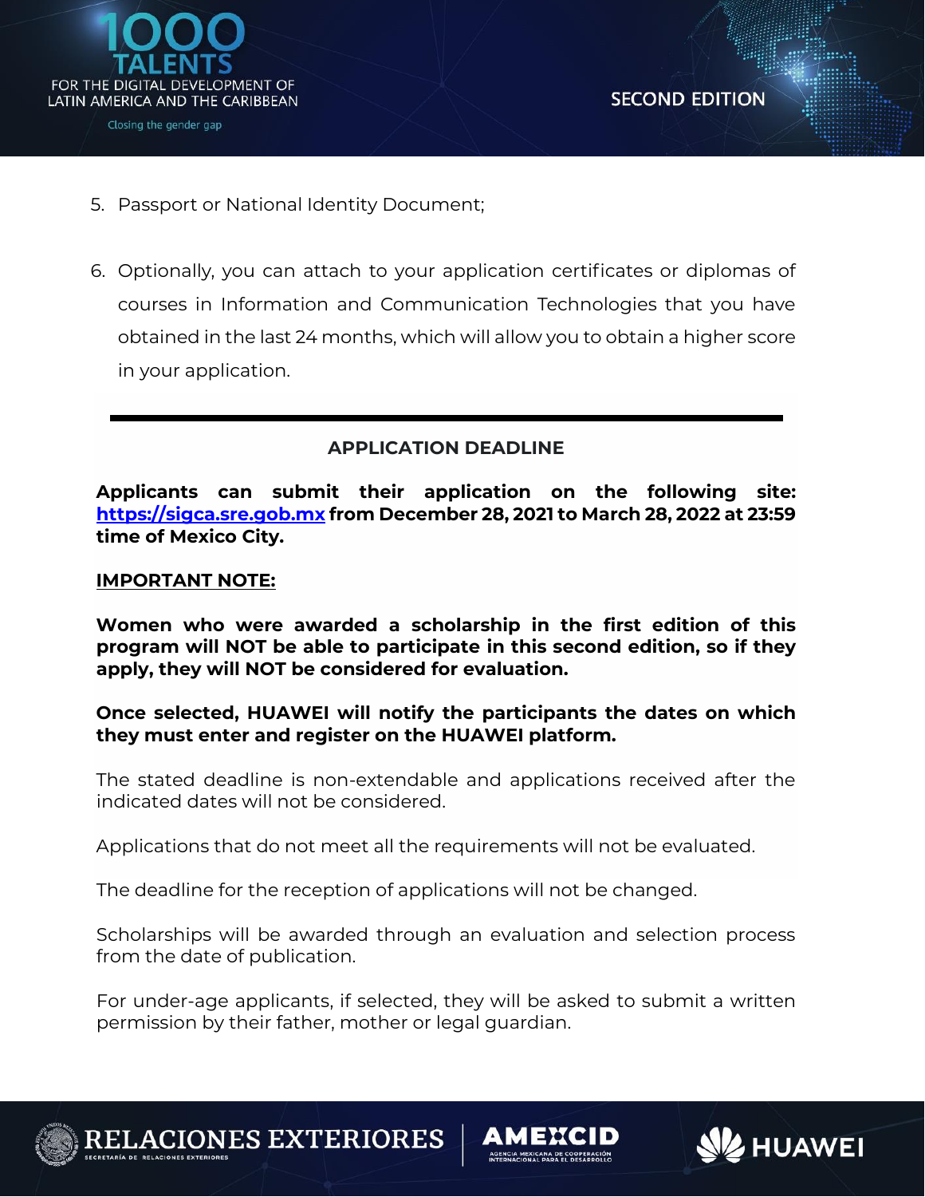5. Passport or National Identity Document;

6. Optionally, you can attach to your application certificates or diplomas of courses in Information and Communication Technologies that you have obtained in the last 24 months, which will allow you to obtain a higher score in your application.

---

## APPLICATION DEADLINE

**Applicants can submit their application on the following site: [https://sigca.sre.gob.mx](https://sigca.sre.gob.mx) from December 28, 2021 to March 28, 2022 at 23:59 time of Mexico City.**

**IMPORTANT NOTE:**

**Women who were awarded a scholarship in the first edition of this program will NOT be able to participate in this second edition, so if they apply, they will NOT be considered for evaluation.**

**Once selected, HUAWEI will notify the participants the dates on which they must enter and register on the HUAWEI platform.**

The stated deadline is non-extendable and applications received after the indicated dates will not be considered.

Applications that do not meet all the requirements will not be evaluated.

The deadline for the reception of applications will not be changed.

Scholarships will be awarded through an evaluation and selection process from the date of publication.

For under-age applicants, if selected, they will be asked to submit a written permission by their father, mother or legal guardian.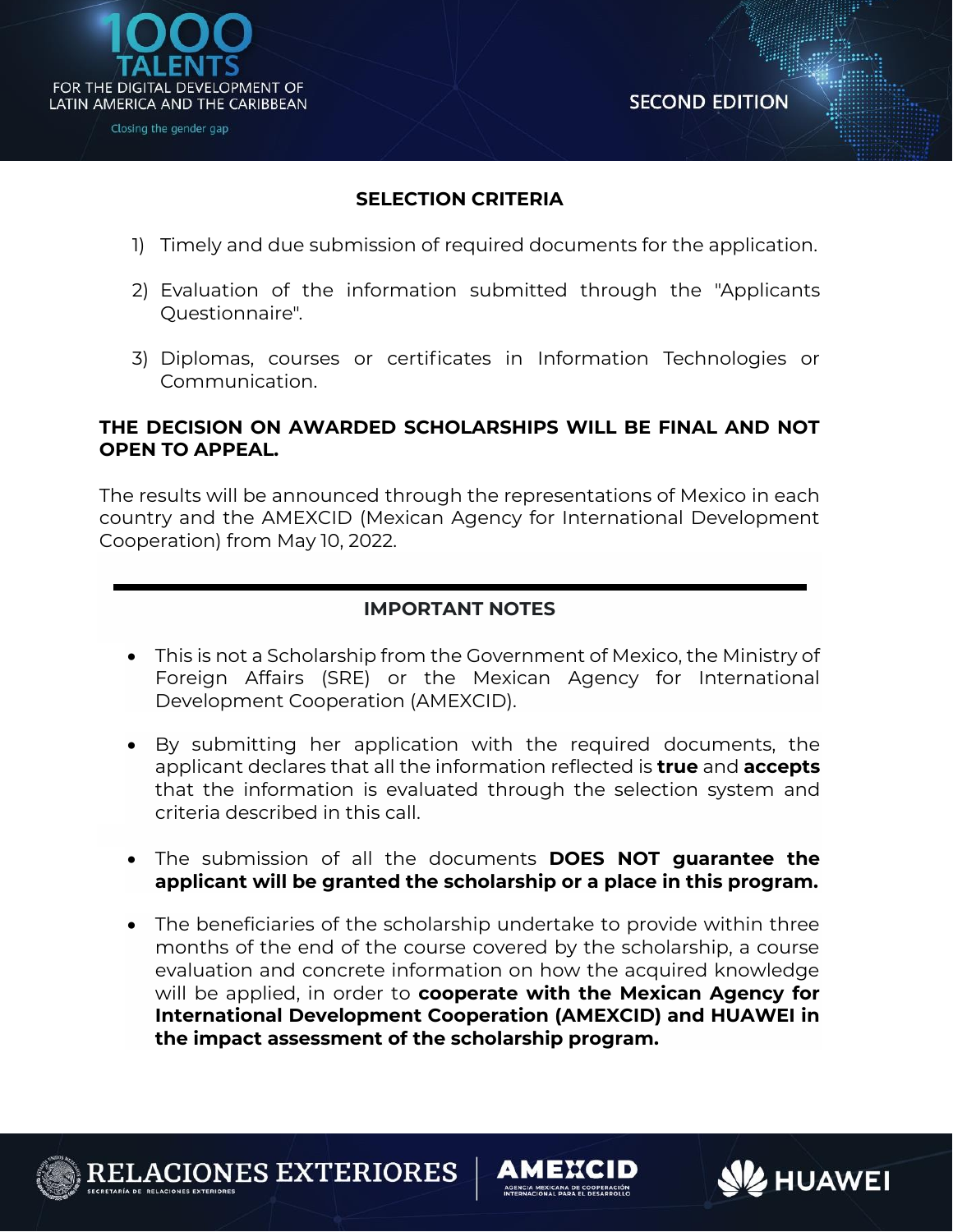## SELECTION CRITERIA

1) Timely and due submission of required documents for the application.

2) Evaluation of the information submitted through the "Applicants Questionnaire".

3) Diplomas, courses or certificates in Information Technologies or Communication.

**THE DECISION ON AWARDED SCHOLARSHIPS WILL BE FINAL AND NOT OPEN TO APPEAL.**

The results will be announced through the representations of Mexico in each country and the AMEXCID (Mexican Agency for International Development Cooperation) from May 10, 2022.

---

## IMPORTANT NOTES

- This is not a Scholarship from the Government of Mexico, the Ministry of Foreign Affairs (SRE) or the Mexican Agency for International Development Cooperation (AMEXCID).

- By submitting her application with the required documents, the applicant declares that all the information reflected is **true** and **accepts** that the information is evaluated through the selection system and criteria described in this call.

- The submission of all the documents **DOES NOT guarantee the applicant will be granted the scholarship or a place in this program.**

- The beneficiaries of the scholarship undertake to provide within three months of the end of the course covered by the scholarship, a course evaluation and concrete information on how the acquired knowledge will be applied, in order to **cooperate with the Mexican Agency for International Development Cooperation (AMEXCID) and HUAWEI in the impact assessment of the scholarship program.**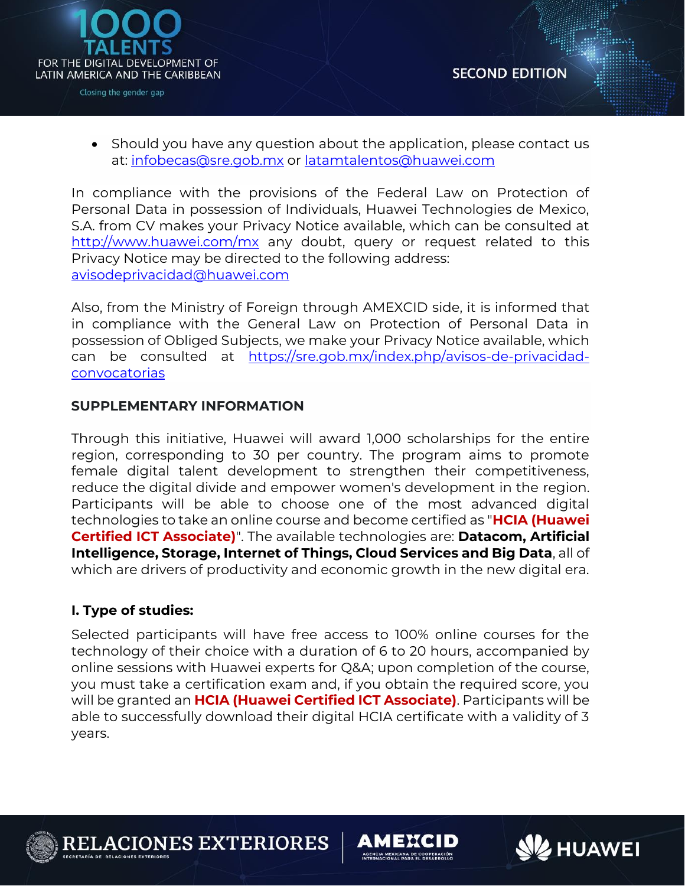- Should you have any question about the application, please contact us at: infobecas@sre.gob.mx or latamtalentos@huawei.com

In compliance with the provisions of the Federal Law on Protection of Personal Data in possession of Individuals, Huawei Technologies de Mexico, S.A. from CV makes your Privacy Notice available, which can be consulted at http://www.huawei.com/mx any doubt, query or request related to this Privacy Notice may be directed to the following address: avisodeprivacidad@huawei.com

Also, from the Ministry of Foreign through AMEXCID side, it is informed that in compliance with the General Law on Protection of Personal Data in possession of Obliged Subjects, we make your Privacy Notice available, which can be consulted at https://sre.gob.mx/index.php/avisos-de-privacidad-convocatorias

## SUPPLEMENTARY INFORMATION

Through this initiative, Huawei will award 1,000 scholarships for the entire region, corresponding to 30 per country. The program aims to promote female digital talent development to strengthen their competitiveness, reduce the digital divide and empower women's development in the region. Participants will be able to choose one of the most advanced digital technologies to take an online course and become certified as "**HCIA (Huawei Certified ICT Associate)**". The available technologies are: **Datacom, Artificial Intelligence, Storage, Internet of Things, Cloud Services and Big Data**, all of which are drivers of productivity and economic growth in the new digital era.

### I. Type of studies:

Selected participants will have free access to 100% online courses for the technology of their choice with a duration of 6 to 20 hours, accompanied by online sessions with Huawei experts for Q&A; upon completion of the course, you must take a certification exam and, if you obtain the required score, you will be granted an **HCIA (Huawei Certified ICT Associate)**. Participants will be able to successfully download their digital HCIA certificate with a validity of 3 years.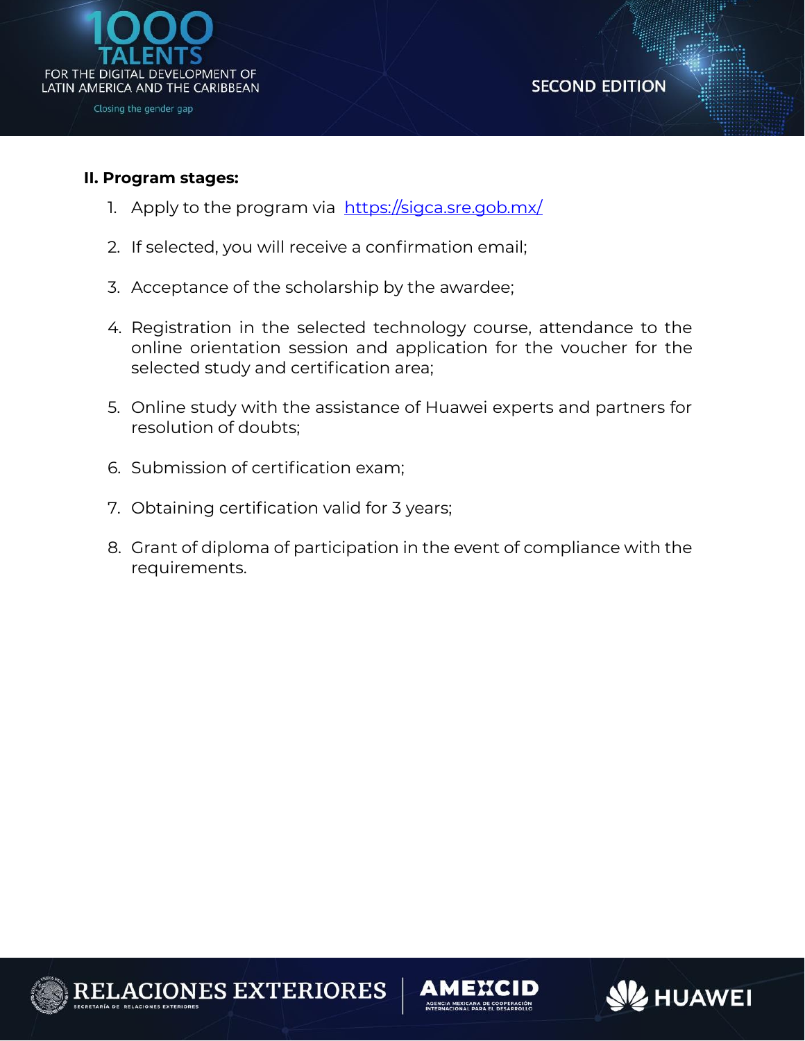## II. Program stages:

1. Apply to the program via [https://sigca.sre.gob.mx/](https://sigca.sre.gob.mx/)
2. If selected, you will receive a confirmation email;
3. Acceptance of the scholarship by the awardee;
4. Registration in the selected technology course, attendance to the online orientation session and application for the voucher for the selected study and certification area;
5. Online study with the assistance of Huawei experts and partners for resolution of doubts;
6. Submission of certification exam;
7. Obtaining certification valid for 3 years;
8. Grant of diploma of participation in the event of compliance with the requirements.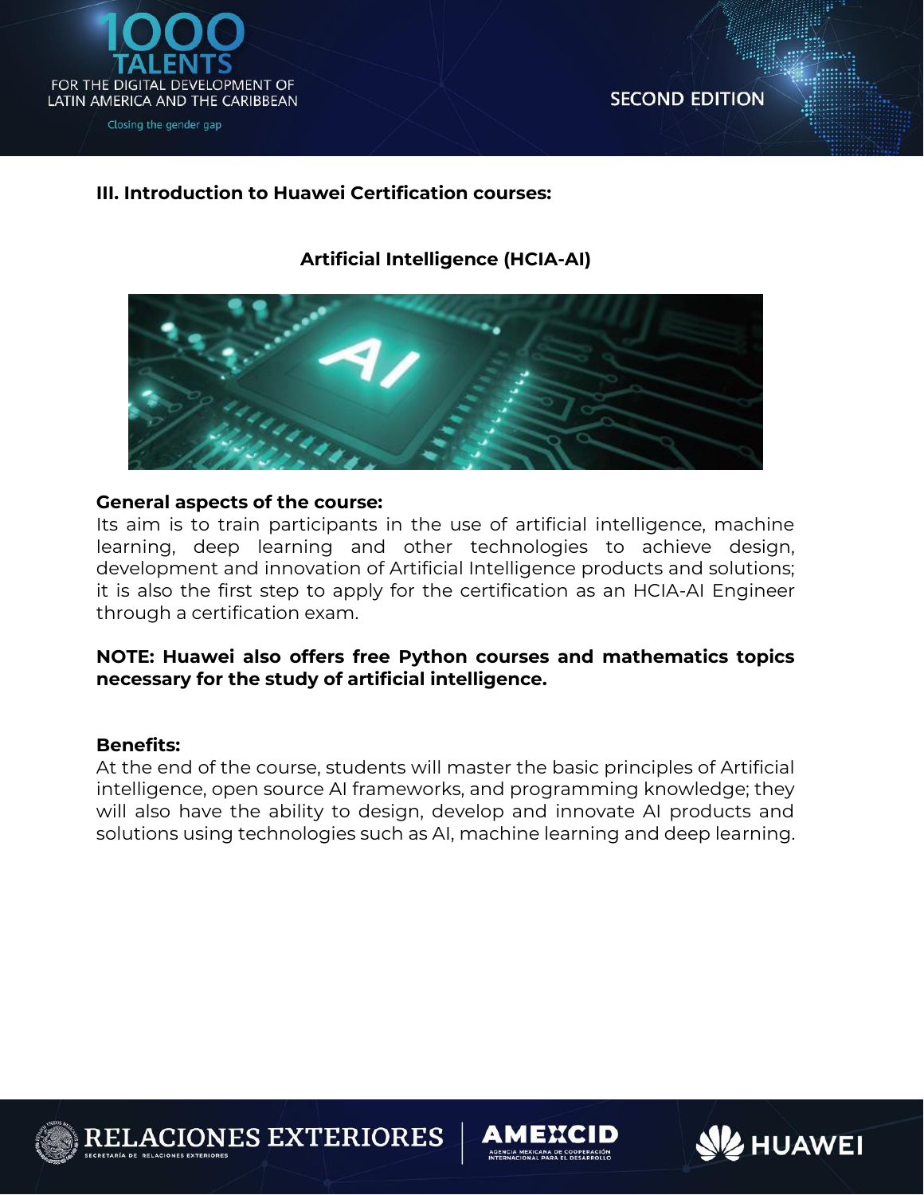### III. Introduction to Huawei Certification courses:

#### Artificial Intelligence (HCIA-AI)

**General aspects of the course:**
Its aim is to train participants in the use of artificial intelligence, machine learning, deep learning and other technologies to achieve design, development and innovation of Artificial Intelligence products and solutions; it is also the first step to apply for the certification as an HCIA-AI Engineer through a certification exam.

**NOTE: Huawei also offers free Python courses and mathematics topics necessary for the study of artificial intelligence.**

**Benefits:**
At the end of the course, students will master the basic principles of Artificial intelligence, open source AI frameworks, and programming knowledge; they will also have the ability to design, develop and innovate AI products and solutions using technologies such as AI, machine learning and deep learning.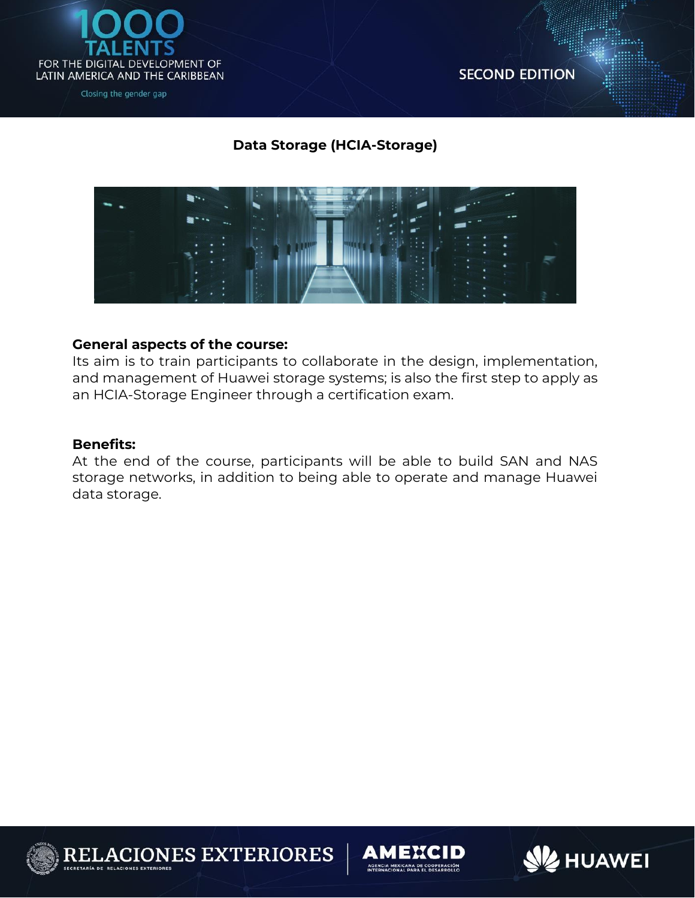# Data Storage (HCIA-Storage)

**General aspects of the course:**
Its aim is to train participants to collaborate in the design, implementation, and management of Huawei storage systems; is also the first step to apply as an HCIA-Storage Engineer through a certification exam.

**Benefits:**
At the end of the course, participants will be able to build SAN and NAS storage networks, in addition to being able to operate and manage Huawei data storage.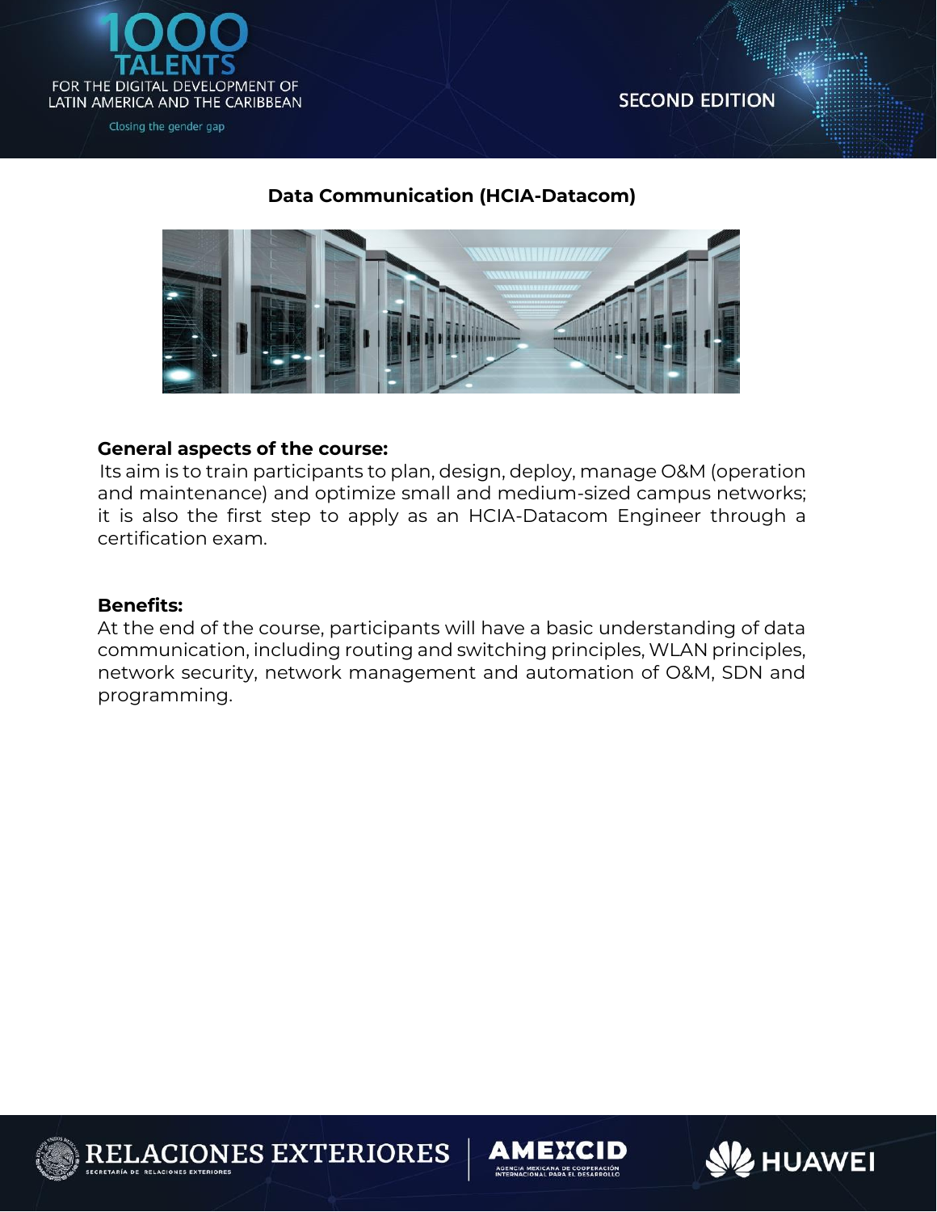## Data Communication (HCIA-Datacom)

**General aspects of the course:**

Its aim is to train participants to plan, design, deploy, manage O&M (operation and maintenance) and optimize small and medium-sized campus networks; it is also the first step to apply as an HCIA-Datacom Engineer through a certification exam.

**Benefits:**

At the end of the course, participants will have a basic understanding of data communication, including routing and switching principles, WLAN principles, network security, network management and automation of O&M, SDN and programming.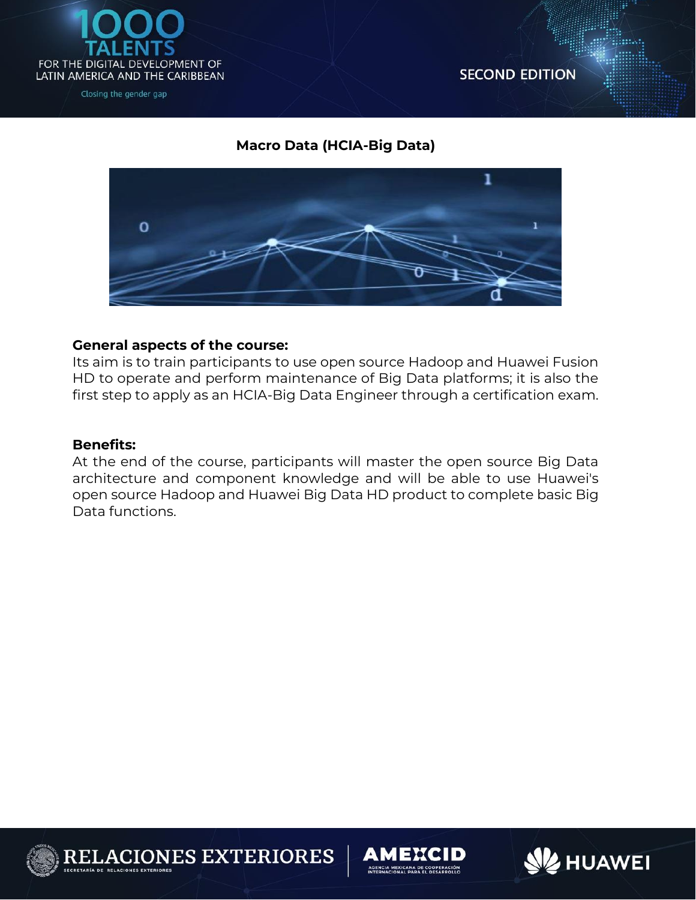## Macro Data (HCIA-Big Data)

**General aspects of the course:**
Its aim is to train participants to use open source Hadoop and Huawei Fusion HD to operate and perform maintenance of Big Data platforms; it is also the first step to apply as an HCIA-Big Data Engineer through a certification exam.

**Benefits:**
At the end of the course, participants will master the open source Big Data architecture and component knowledge and will be able to use Huawei's open source Hadoop and Huawei Big Data HD product to complete basic Big Data functions.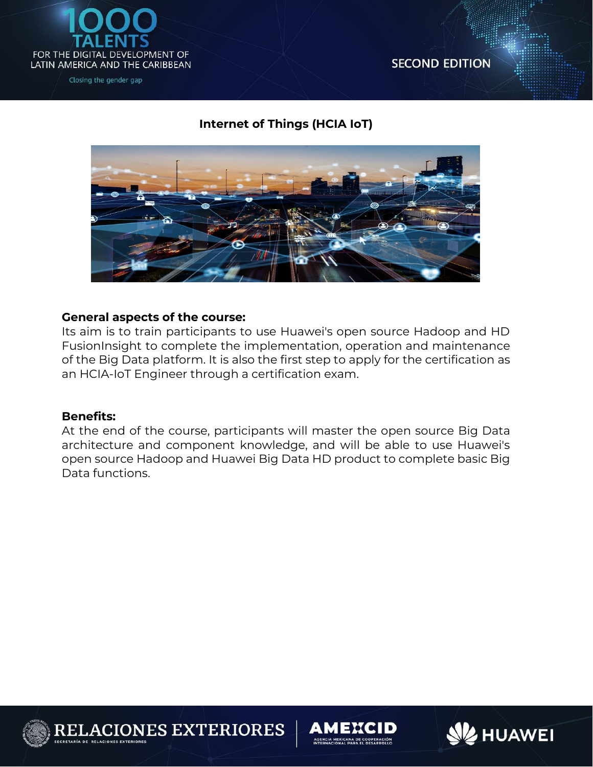## Internet of Things (HCIA IoT)

**General aspects of the course:**

Its aim is to train participants to use Huawei's open source Hadoop and HD FusionInsight to complete the implementation, operation and maintenance of the Big Data platform. It is also the first step to apply for the certification as an HCIA-IoT Engineer through a certification exam.

**Benefits:**

At the end of the course, participants will master the open source Big Data architecture and component knowledge, and will be able to use Huawei's open source Hadoop and Huawei Big Data HD product to complete basic Big Data functions.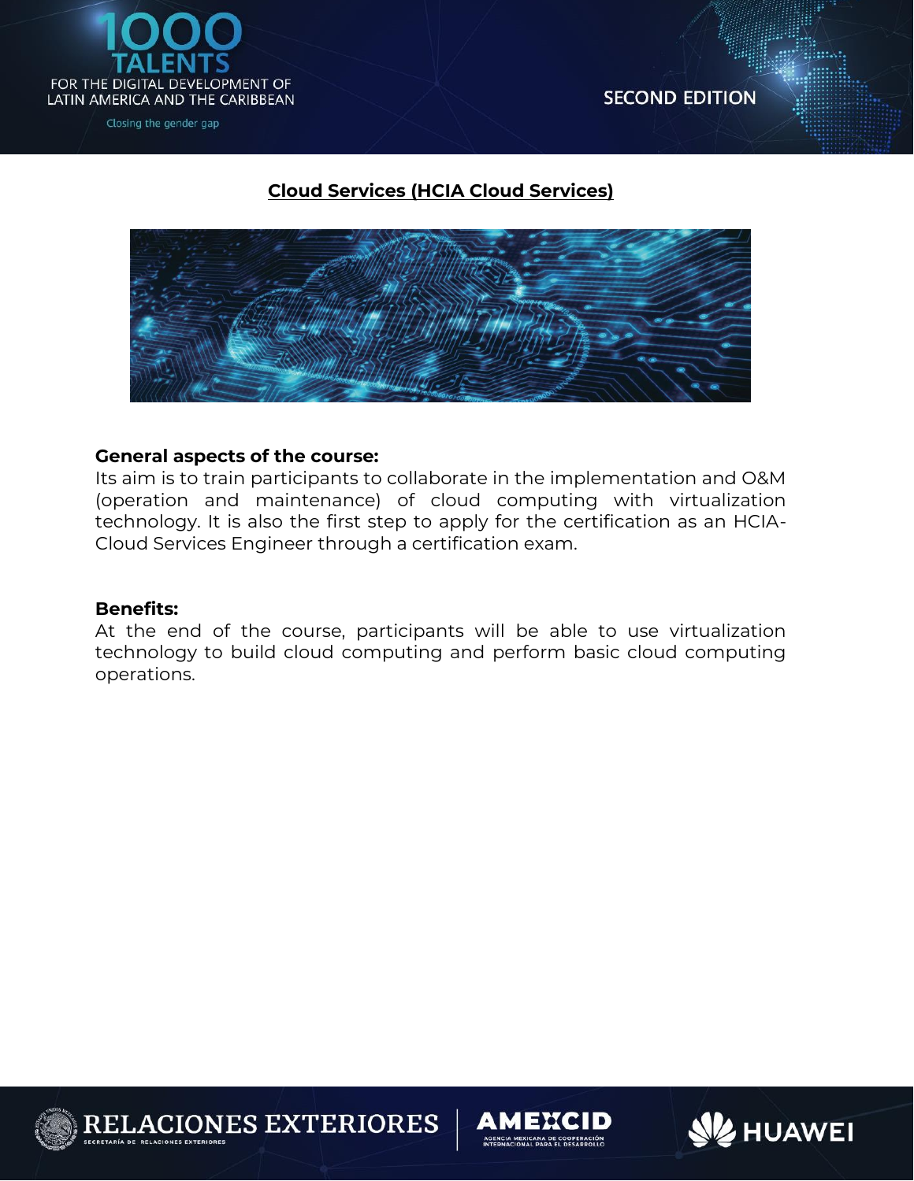## Cloud Services (HCIA Cloud Services)

**General aspects of the course:**
Its aim is to train participants to collaborate in the implementation and O&M (operation and maintenance) of cloud computing with virtualization technology. It is also the first step to apply for the certification as an HCIA-Cloud Services Engineer through a certification exam.

**Benefits:**
At the end of the course, participants will be able to use virtualization technology to build cloud computing and perform basic cloud computing operations.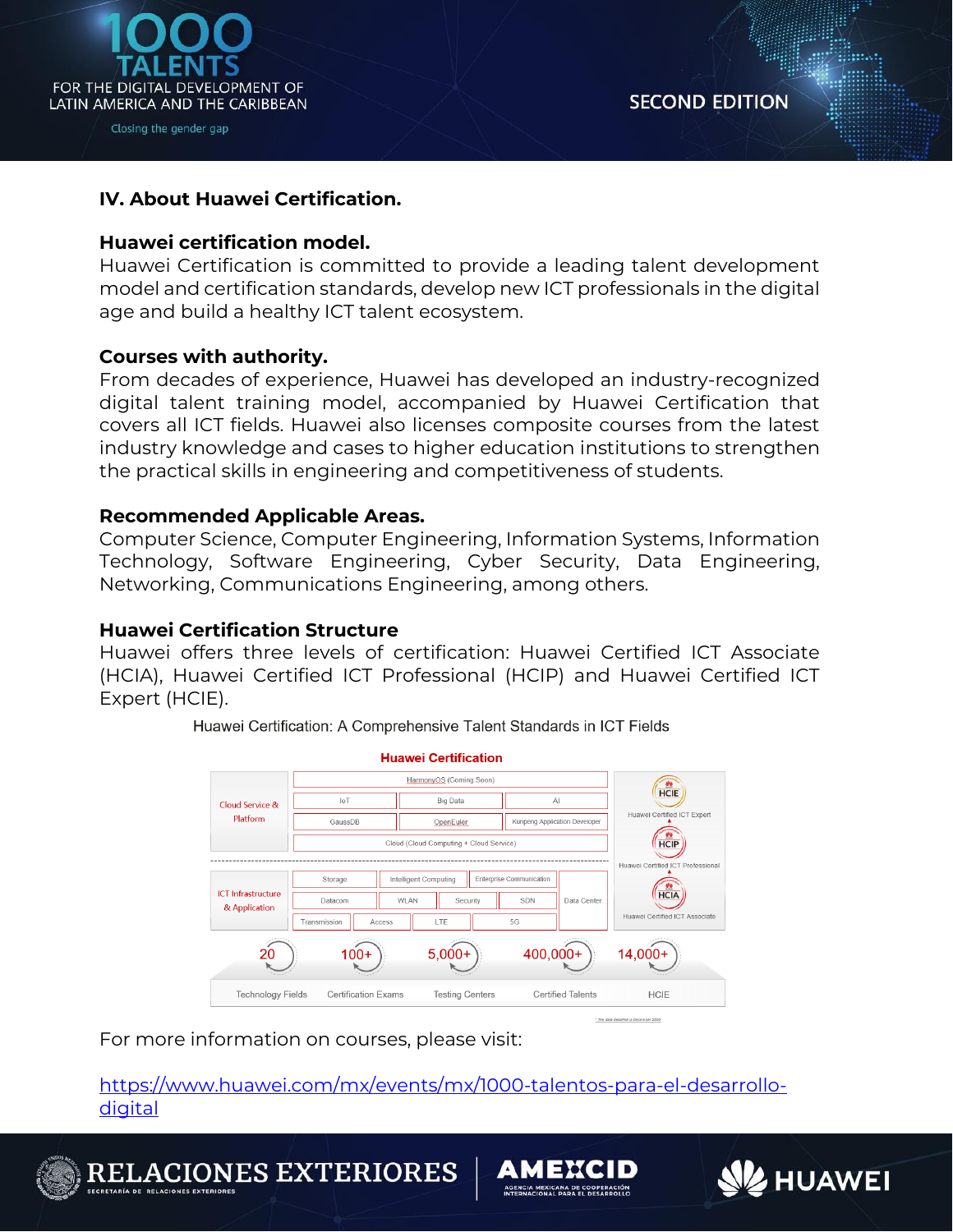## IV. About Huawei Certification.

### Huawei certification model.

Huawei Certification is committed to provide a leading talent development model and certification standards, develop new ICT professionals in the digital age and build a healthy ICT talent ecosystem.

### Courses with authority.

From decades of experience, Huawei has developed an industry-recognized digital talent training model, accompanied by Huawei Certification that covers all ICT fields. Huawei also licenses composite courses from the latest industry knowledge and cases to higher education institutions to strengthen the practical skills in engineering and competitiveness of students.

### Recommended Applicable Areas.

Computer Science, Computer Engineering, Information Systems, Information Technology, Software Engineering, Cyber Security, Data Engineering, Networking, Communications Engineering, among others.

### Huawei Certification Structure

Huawei offers three levels of certification: Huawei Certified ICT Associate (HCIA), Huawei Certified ICT Professional (HCIP) and Huawei Certified ICT Expert (HCIE).

Huawei Certification: A Comprehensive Talent Standards in ICT Fields

Huawei Certification

Cloud Service & Platform

HarmonyOS (Coming Soon)

IoT
Big Data
AI

GaussDB
OpenEuler
Kunpeng Application Developer

Cloud (Cloud Computing + Cloud Service)

ICT Infrastructure & Application

Storage
Intelligent Computing
Enterprise Communication

Datacom
WLAN
Security
SDN
Data Center

Transmission
Access
LTE
5G

HCIE
Huawei Certified ICT Expert

HCIP
Huawei Certified ICT Professional

HCIA
Huawei Certified ICT Associate

20
Technology Fields

100+
Certification Exams

5,000+
Testing Centers

400,000+
Certified Talents

14,000+
HCIE

For more information on courses, please visit:

[https://www.huawei.com/mx/events/mx/1000-talentos-para-el-desarrollo-digital](https://www.huawei.com/mx/events/mx/1000-talentos-para-el-desarrollo-digital)